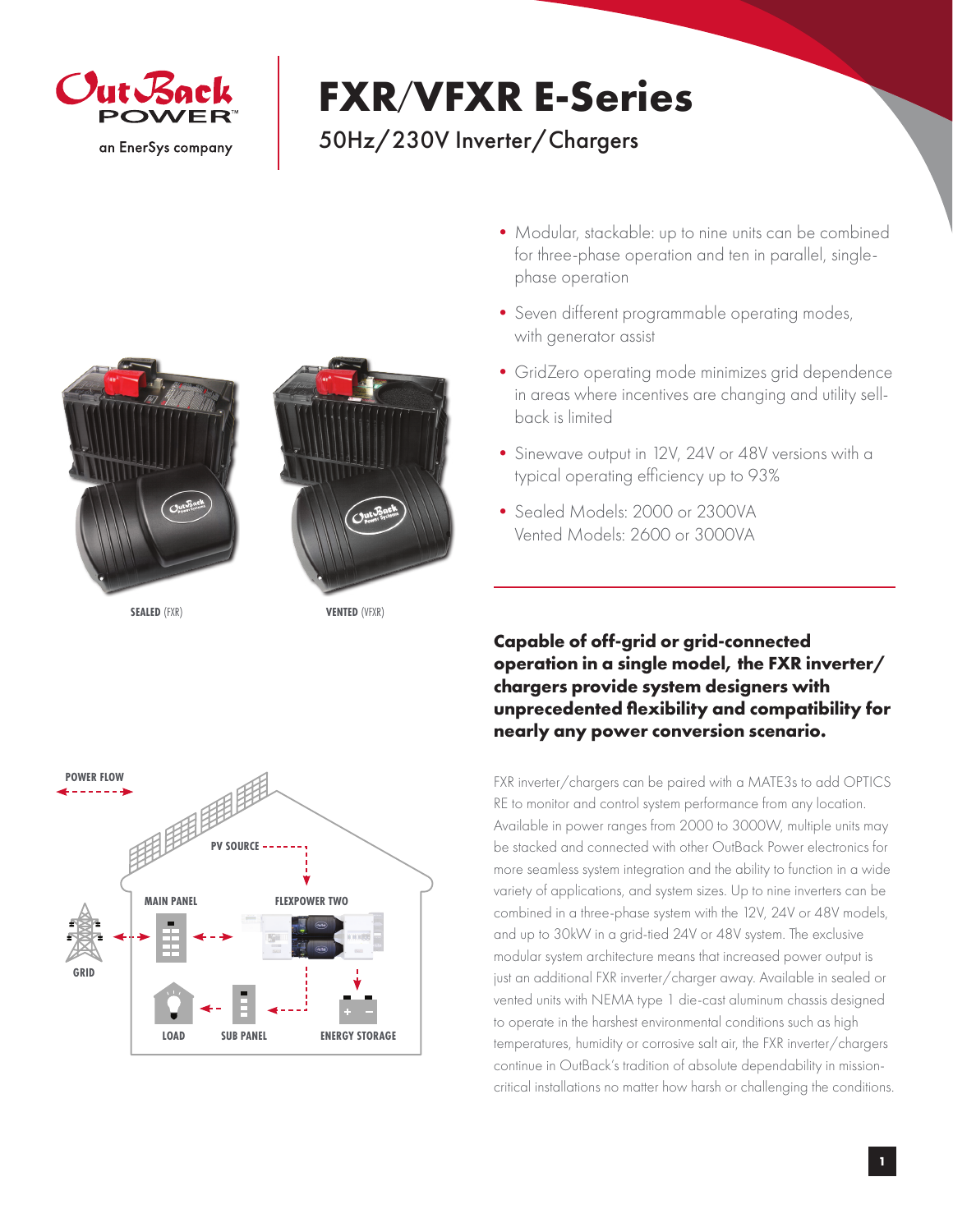OutBack POWER
an EnerSys company

# FXR/VFXR E-Series

## 50Hz/230V Inverter/Chargers

- Modular, stackable: up to nine units can be combined for three-phase operation and ten in parallel, single-phase operation
- Seven different programmable operating modes, with generator assist
- GridZero operating mode minimizes grid dependence in areas where incentives are changing and utility sell-back is limited
- Sinewave output in 12V, 24V or 48V versions with a typical operating efficiency up to 93%
- Sealed Models: 2000 or 2300VA
  Vented Models: 2600 or 3000VA

**SEALED** (FXR) **VENTED** (VFXR)

**Capable of off-grid or grid-connected operation in a single model, the FXR inverter/chargers provide system designers with unprecedented flexibility and compatibility for nearly any power conversion scenario.**

FXR inverter/chargers can be paired with a MATE3s to add OPTICS RE to monitor and control system performance from any location. Available in power ranges from 2000 to 3000W, multiple units may be stacked and connected with other OutBack Power electronics for more seamless system integration and the ability to function in a wide variety of applications, and system sizes. Up to nine inverters can be combined in a three-phase system with the 12V, 24V or 48V models, and up to 30kW in a grid-tied 24V or 48V system. The exclusive modular system architecture means that increased power output is just an additional FXR inverter/charger away. Available in sealed or vented units with NEMA type 1 die-cast aluminum chassis designed to operate in the harshest environmental conditions such as high temperatures, humidity or corrosive salt air, the FXR inverter/chargers continue in OutBack's tradition of absolute dependability in mission-critical installations no matter how harsh or challenging the conditions.

POWER FLOW — PV SOURCE, MAIN PANEL, FLEXPOWER TWO, GRID, LOAD, SUB PANEL, ENERGY STORAGE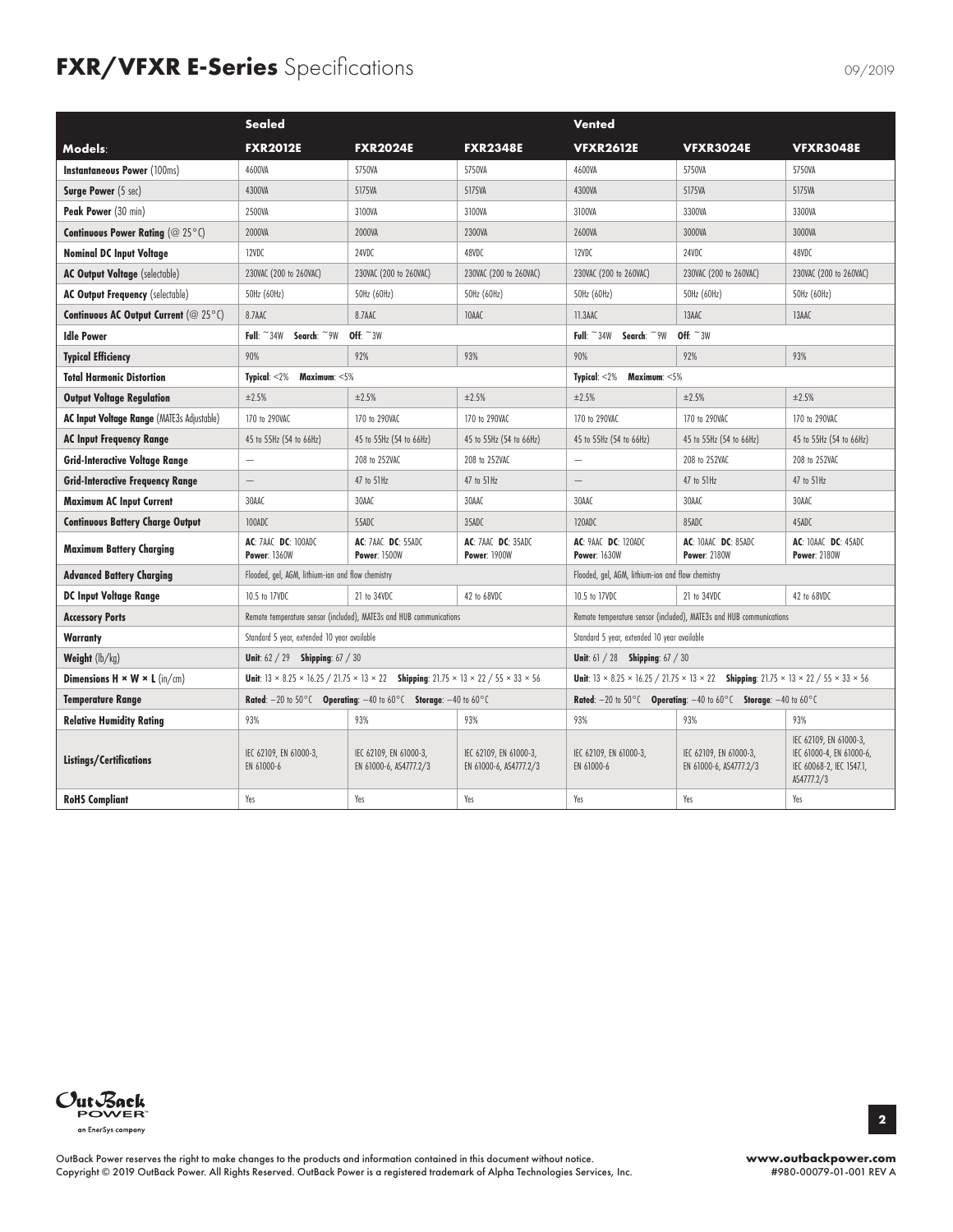# FXR/VFXR E-Series Specifications

09/2019

| | Sealed | | | Vented | | |
|---|---|---|---|---|---|---|
| **Models**: | **FXR2012E** | **FXR2024E** | **FXR2348E** | **VFXR2612E** | **VFXR3024E** | **VFXR3048E** |
| **Instantaneous Power** (100ms) | 4600VA | 5750VA | 5750VA | 4600VA | 5750VA | 5750VA |
| **Surge Power** (5 sec) | 4300VA | 5175VA | 5175VA | 4300VA | 5175VA | 5175VA |
| **Peak Power** (30 min) | 2500VA | 3100VA | 3100VA | 3100VA | 3300VA | 3300VA |
| **Continuous Power Rating** (@ 25°C) | 2000VA | 2000VA | 2300VA | 2600VA | 3000VA | 3000VA |
| **Nominal DC Input Voltage** | 12VDC | 24VDC | 48VDC | 12VDC | 24VDC | 48VDC |
| **AC Output Voltage** (selectable) | 230VAC (200 to 260VAC) | 230VAC (200 to 260VAC) | 230VAC (200 to 260VAC) | 230VAC (200 to 260VAC) | 230VAC (200 to 260VAC) | 230VAC (200 to 260VAC) |
| **AC Output Frequency** (selectable) | 50Hz (60Hz) | 50Hz (60Hz) | 50Hz (60Hz) | 50Hz (60Hz) | 50Hz (60Hz) | 50Hz (60Hz) |
| **Continuous AC Output Current** (@ 25°C) | 8.7AAC | 8.7AAC | 10AAC | 11.3AAC | 13AAC | 13AAC |
| **Idle Power** | **Full**: ~34W **Search**: ~9W **Off**: ~3W | | | **Full**: ~34W **Search**: ~9W **Off**: ~3W | | |
| **Typical Efficiency** | 90% | 92% | 93% | 90% | 92% | 93% |
| **Total Harmonic Distortion** | **Typical**: <2% **Maximum**: <5% | | | **Typical**: <2% **Maximum**: <5% | | |
| **Output Voltage Regulation** | ±2.5% | ±2.5% | ±2.5% | ±2.5% | ±2.5% | ±2.5% |
| **AC Input Voltage Range** (MATE3s Adjustable) | 170 to 290VAC | 170 to 290VAC | 170 to 290VAC | 170 to 290VAC | 170 to 290VAC | 170 to 290VAC |
| **AC Input Frequency Range** | 45 to 55Hz (54 to 66Hz) | 45 to 55Hz (54 to 66Hz) | 45 to 55Hz (54 to 66Hz) | 45 to 55Hz (54 to 66Hz) | 45 to 55Hz (54 to 66Hz) | 45 to 55Hz (54 to 66Hz) |
| **Grid-Interactive Voltage Range** | — | 208 to 252VAC | 208 to 252VAC | — | 208 to 252VAC | 208 to 252VAC |
| **Grid-Interactive Frequency Range** | — | 47 to 51Hz | 47 to 51Hz | — | 47 to 51Hz | 47 to 51Hz |
| **Maximum AC Input Current** | 30AAC | 30AAC | 30AAC | 30AAC | 30AAC | 30AAC |
| **Continuous Battery Charge Output** | 100ADC | 55ADC | 35ADC | 120ADC | 85ADC | 45ADC |
| **Maximum Battery Charging** | **AC**: 7AAC **DC**: 100ADC **Power**: 1360W | **AC**: 7AAC **DC**: 55ADC **Power**: 1500W | **AC**: 7AAC **DC**: 35ADC **Power**: 1900W | **AC**: 9AAC **DC**: 120ADC **Power**: 1630W | **AC**: 10AAC **DC**: 85ADC **Power**: 2180W | **AC**: 10AAC **DC**: 45ADC **Power**: 2180W |
| **Advanced Battery Charging** | Flooded, gel, AGM, lithium-ion and flow chemistry | | | Flooded, gel, AGM, lithium-ion and flow chemistry | | |
| **DC Input Voltage Range** | 10.5 to 17VDC | 21 to 34VDC | 42 to 68VDC | 10.5 to 17VDC | 21 to 34VDC | 42 to 68VDC |
| **Accessory Ports** | Remote temperature sensor (included), MATE3s and HUB communications | | | Remote temperature sensor (included), MATE3s and HUB communications | | |
| **Warranty** | Standard 5 year, extended 10 year available | | | Standard 5 year, extended 10 year available | | |
| **Weight** (lb/kg) | **Unit**: 62 / 29 **Shipping**: 67 / 30 | | | **Unit**: 61 / 28 **Shipping**: 67 / 30 | | |
| **Dimensions H × W × L** (in/cm) | **Unit**: 13 × 8.25 × 16.25 / 21.75 × 13 × 22 **Shipping**: 21.75 × 13 × 22 / 55 × 33 × 56 | | | **Unit**: 13 × 8.25 × 16.25 / 21.75 × 13 × 22 **Shipping**: 21.75 × 13 × 22 / 55 × 33 × 56 | | |
| **Temperature Range** | **Rated**: −20 to 50°C **Operating**: −40 to 60°C **Storage**: −40 to 60°C | | | **Rated**: −20 to 50°C **Operating**: −40 to 60°C **Storage**: −40 to 60°C | | |
| **Relative Humidity Rating** | 93% | 93% | 93% | 93% | 93% | 93% |
| **Listings/Certifications** | IEC 62109, EN 61000-3, EN 61000-6 | IEC 62109, EN 61000-3, EN 61000-6, AS4777.2/3 | IEC 62109, EN 61000-3, EN 61000-6, AS4777.2/3 | IEC 62109, EN 61000-3, EN 61000-6 | IEC 62109, EN 61000-3, EN 61000-6, AS4777.2/3 | IEC 62109, EN 61000-3, IEC 61000-4, EN 61000-6, IEC 60068-2, IEC 1547.1, AS4777.2/3 |
| **RoHS Compliant** | Yes | Yes | Yes | Yes | Yes | Yes |

OutBack Power
an EnerSys company

OutBack Power reserves the right to make changes to the products and information contained in this document without notice.
Copyright © 2019 OutBack Power. All Rights Reserved. OutBack Power is a registered trademark of Alpha Technologies Services, Inc.

**www.outbackpower.com**
#980-00079-01-001 REV A